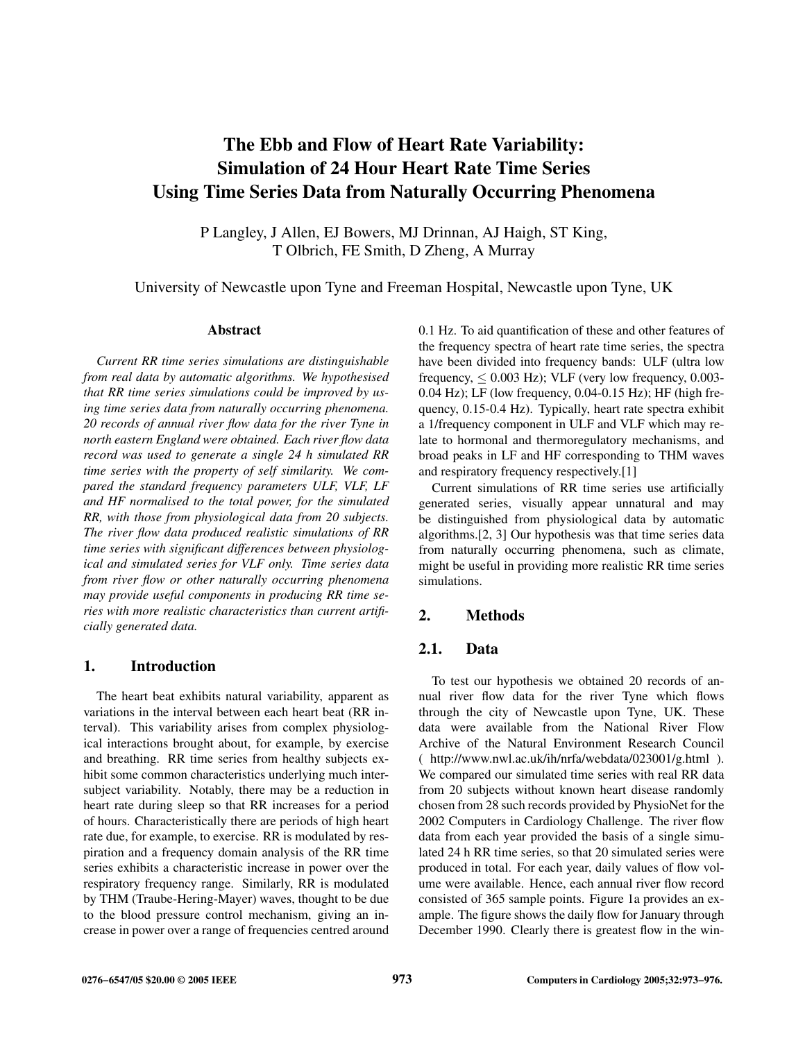# The Ebb and Flow of Heart Rate Variability: Simulation of 24 Hour Heart Rate Time Series Using Time Series Data from Naturally Occurring Phenomena

P Langley, J Allen, EJ Bowers, MJ Drinnan, AJ Haigh, ST King, T Olbrich, FE Smith, D Zheng, A Murray

University of Newcastle upon Tyne and Freeman Hospital, Newcastle upon Tyne, UK

## Abstract

*Current RR time series simulations are distinguishable from real data by automatic algorithms. We hypothesised that RR time series simulations could be improved by using time series data from naturally occurring phenomena. 20 records of annual river flow data for the river Tyne in north eastern England were obtained. Each river flow data record was used to generate a single 24 h simulated RR time series with the property of self similarity. We compared the standard frequency parameters ULF, VLF, LF and HF normalised to the total power, for the simulated RR, with those from physiological data from 20 subjects. The river flow data produced realistic simulations of RR time series with significant differences between physiological and simulated series for VLF only. Time series data from river flow or other naturally occurring phenomena may provide useful components in producing RR time series with more realistic characteristics than current artificially generated data.*

## 1. Introduction

The heart beat exhibits natural variability, apparent as variations in the interval between each heart beat (RR interval). This variability arises from complex physiological interactions brought about, for example, by exercise and breathing. RR time series from healthy subjects exhibit some common characteristics underlying much inter-subject variability. Notably, there may be a reduction in heart rate during sleep so that RR increases for a period of hours. Characteristically there are periods of high heart rate due, for example, to exercise. RR is modulated by respiration and a frequency domain analysis of the RR time series exhibits a characteristic increase in power over the respiratory frequency range. Similarly, RR is modulated by THM (Traube-Hering-Mayer) waves, thought to be due to the blood pressure control mechanism, giving an increase in power over a range of frequencies centred around 0.1 Hz. To aid quantification of these and other features of the frequency spectra of heart rate time series, the spectra have been divided into frequency bands: ULF (ultra low frequency, $\leq 0.003$ Hz); VLF (very low frequency, 0.003-0.04 Hz); LF (low frequency, 0.04-0.15 Hz); HF (high frequency, 0.15-0.4 Hz). Typically, heart rate spectra exhibit a 1/frequency component in ULF and VLF which may relate to hormonal and thermoregulatory mechanisms, and broad peaks in LF and HF corresponding to THM waves and respiratory frequency respectively.[1]

Current simulations of RR time series use artificially generated series, visually appear unnatural and may be distinguished from physiological data by automatic algorithms.[2, 3] Our hypothesis was that time series data from naturally occurring phenomena, such as climate, might be useful in providing more realistic RR time series simulations.

## 2. Methods

### 2.1. Data

To test our hypothesis we obtained 20 records of annual river flow data for the river Tyne which flows through the city of Newcastle upon Tyne, UK. These data were available from the National River Flow Archive of the Natural Environment Research Council ( http://www.nwl.ac.uk/ih/nrfa/webdata/023001/g.html ). We compared our simulated time series with real RR data from 20 subjects without known heart disease randomly chosen from 28 such records provided by PhysioNet for the 2002 Computers in Cardiology Challenge. The river flow data from each year provided the basis of a single simulated 24 h RR time series, so that 20 simulated series were produced in total. For each year, daily values of flow volume were available. Hence, each annual river flow record consisted of 365 sample points. Figure 1a provides an example. The figure shows the daily flow for January through December 1990. Clearly there is greatest flow in the win-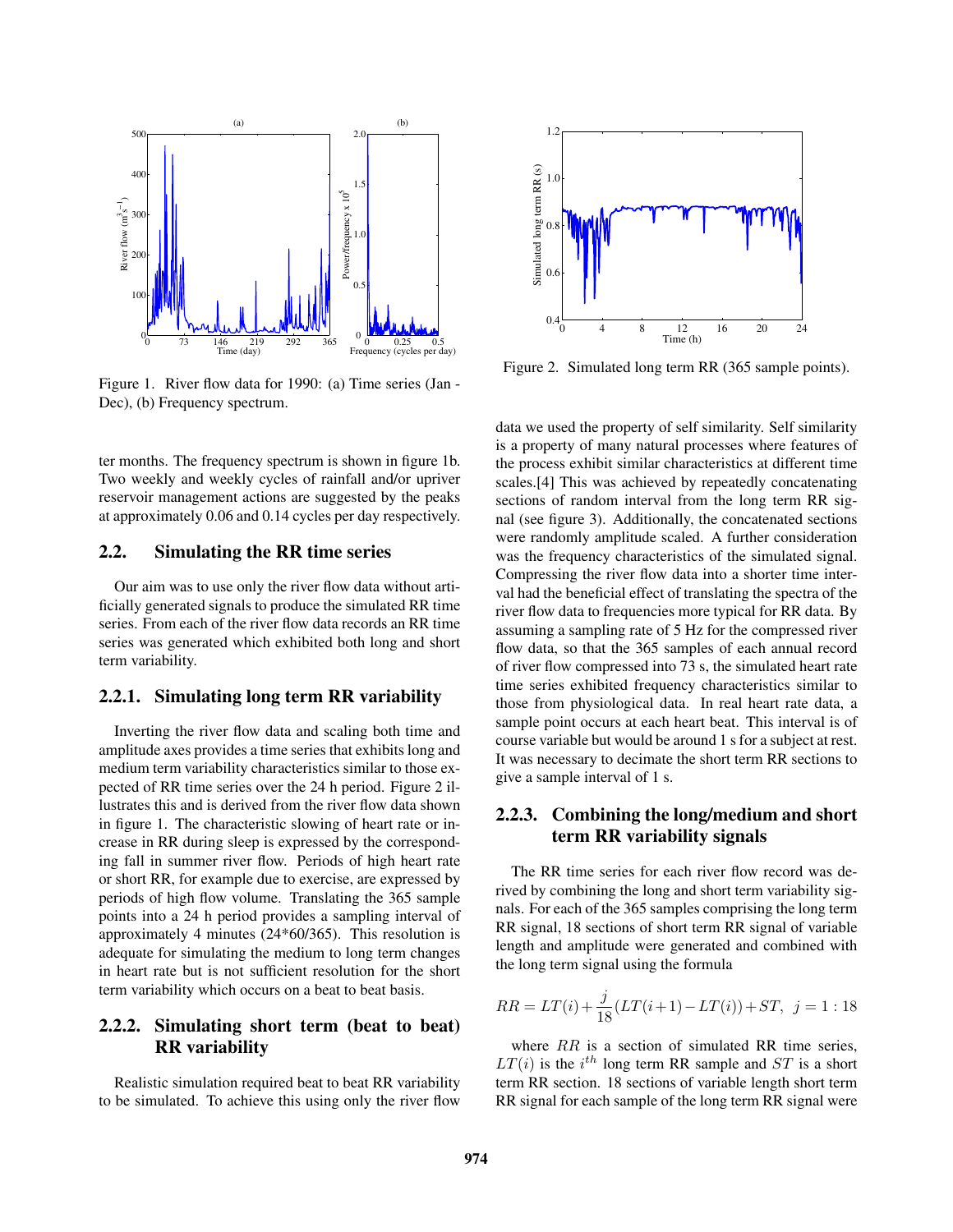Figure 1. River flow data for 1990: (a) Time series (Jan - Dec), (b) Frequency spectrum.

ter months. The frequency spectrum is shown in figure 1b. Two weekly and weekly cycles of rainfall and/or upriver reservoir management actions are suggested by the peaks at approximately 0.06 and 0.14 cycles per day respectively.

## 2.2. Simulating the RR time series

Our aim was to use only the river flow data without artificially generated signals to produce the simulated RR time series. From each of the river flow data records an RR time series was generated which exhibited both long and short term variability.

### 2.2.1. Simulating long term RR variability

Inverting the river flow data and scaling both time and amplitude axes provides a time series that exhibits long and medium term variability characteristics similar to those expected of RR time series over the 24 h period. Figure 2 illustrates this and is derived from the river flow data shown in figure 1. The characteristic slowing of heart rate or increase in RR during sleep is expressed by the corresponding fall in summer river flow. Periods of high heart rate or short RR, for example due to exercise, are expressed by periods of high flow volume. Translating the 365 sample points into a 24 h period provides a sampling interval of approximately 4 minutes (24*60/365). This resolution is adequate for simulating the medium to long term changes in heart rate but is not sufficient resolution for the short term variability which occurs on a beat to beat basis.

### 2.2.2. Simulating short term (beat to beat) RR variability

Realistic simulation required beat to beat RR variability to be simulated. To achieve this using only the river flow data we used the property of self similarity. Self similarity is a property of many natural processes where features of the process exhibit similar characteristics at different time scales.[4] This was achieved by repeatedly concatenating sections of random interval from the long term RR signal (see figure 3). Additionally, the concatenated sections were randomly amplitude scaled. A further consideration was the frequency characteristics of the simulated signal. Compressing the river flow data into a shorter time interval had the beneficial effect of translating the spectra of the river flow data to frequencies more typical for RR data. By assuming a sampling rate of 5 Hz for the compressed river flow data, so that the 365 samples of each annual record of river flow compressed into 73 s, the simulated heart rate time series exhibited frequency characteristics similar to those from physiological data. In real heart rate data, a sample point occurs at each heart beat. This interval is of course variable but would be around 1 s for a subject at rest. It was necessary to decimate the short term RR sections to give a sample interval of 1 s.

Figure 2. Simulated long term RR (365 sample points).

### 2.2.3. Combining the long/medium and short term RR variability signals

The RR time series for each river flow record was derived by combining the long and short term variability signals. For each of the 365 samples comprising the long term RR signal, 18 sections of short term RR signal of variable length and amplitude were generated and combined with the long term signal using the formula

$$RR = LT(i) + \frac{j}{18}(LT(i+1) - LT(i)) + ST, \;\; j = 1:18$$

where $RR$ is a section of simulated RR time series, $LT(i)$ is the $i^{th}$ long term RR sample and $ST$ is a short term RR section. 18 sections of variable length short term RR signal for each sample of the long term RR signal were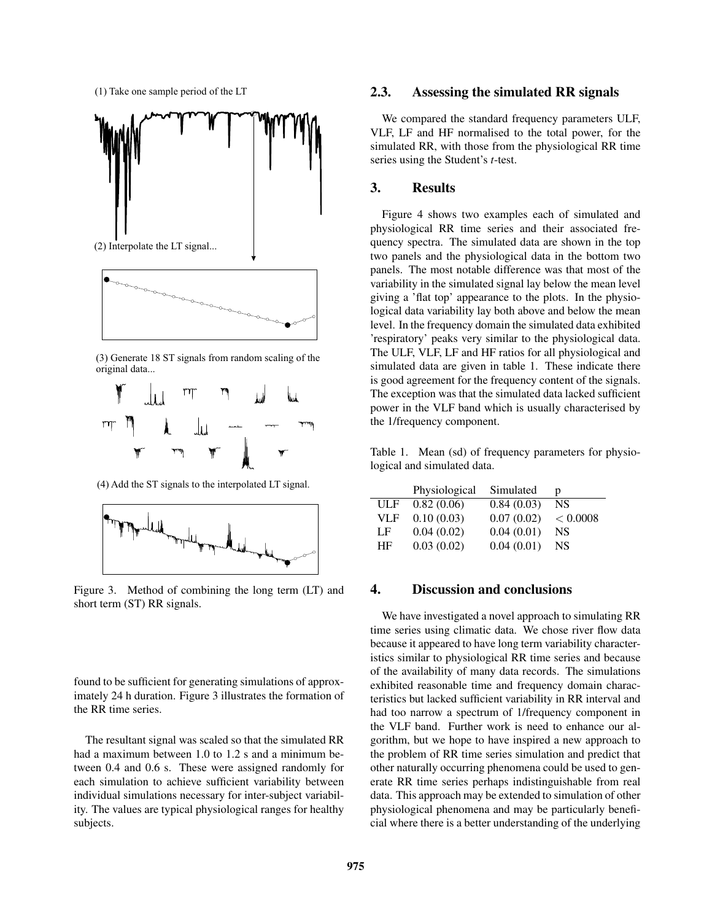(1) Take one sample period of the LT

(2) Interpolate the LT signal...

(3) Generate 18 ST signals from random scaling of the original data...

(4) Add the ST signals to the interpolated LT signal.

Figure 3. Method of combining the long term (LT) and short term (ST) RR signals.

found to be sufficient for generating simulations of approximately 24 h duration. Figure 3 illustrates the formation of the RR time series.

The resultant signal was scaled so that the simulated RR had a maximum between 1.0 to 1.2 s and a minimum between 0.4 and 0.6 s. These were assigned randomly for each simulation to achieve sufficient variability between individual simulations necessary for inter-subject variability. The values are typical physiological ranges for healthy subjects.

## 2.3. Assessing the simulated RR signals

We compared the standard frequency parameters ULF, VLF, LF and HF normalised to the total power, for the simulated RR, with those from the physiological RR time series using the Student's *t*-test.

# 3. Results

Figure 4 shows two examples each of simulated and physiological RR time series and their associated frequency spectra. The simulated data are shown in the top two panels and the physiological data in the bottom two panels. The most notable difference was that most of the variability in the simulated signal lay below the mean level giving a 'flat top' appearance to the plots. In the physiological data variability lay both above and below the mean level. In the frequency domain the simulated data exhibited 'respiratory' peaks very similar to the physiological data. The ULF, VLF, LF and HF ratios for all physiological and simulated data are given in table 1. These indicate there is good agreement for the frequency content of the signals. The exception was that the simulated data lacked sufficient power in the VLF band which is usually characterised by the 1/frequency component.

Table 1. Mean (sd) of frequency parameters for physiological and simulated data.

| | Physiological | Simulated | p |
|---|---|---|---|
| ULF | 0.82 (0.06) | 0.84 (0.03) | NS |
| VLF | 0.10 (0.03) | 0.07 (0.02) | $< 0.0008$ |
| LF | 0.04 (0.02) | 0.04 (0.01) | NS |
| HF | 0.03 (0.02) | 0.04 (0.01) | NS |

# 4. Discussion and conclusions

We have investigated a novel approach to simulating RR time series using climatic data. We chose river flow data because it appeared to have long term variability characteristics similar to physiological RR time series and because of the availability of many data records. The simulations exhibited reasonable time and frequency domain characteristics but lacked sufficient variability in RR interval and had too narrow a spectrum of 1/frequency component in the VLF band. Further work is need to enhance our algorithm, but we hope to have inspired a new approach to the problem of RR time series simulation and predict that other naturally occurring phenomena could be used to generate RR time series perhaps indistinguishable from real data. This approach may be extended to simulation of other physiological phenomena and may be particularly beneficial where there is a better understanding of the underlying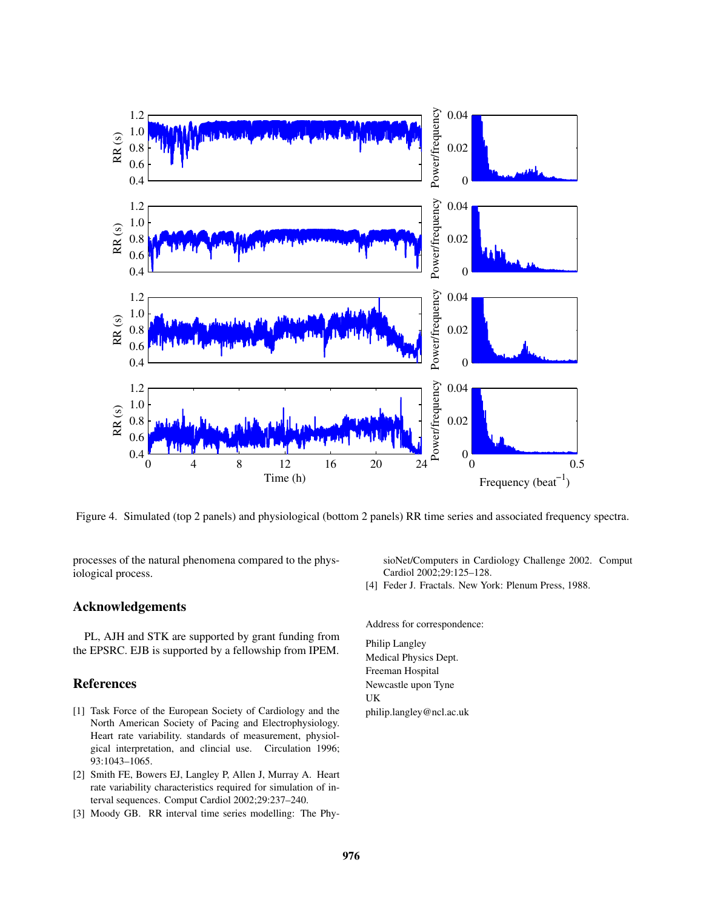RR (s)
1.2
1.0
0.8
0.6
0.4

Power/frequency
0.04
0.02
0

RR (s)
1.2
1.0
0.8
0.6
0.4

Power/frequency
0.04
0.02
0

RR (s)
1.2
1.0
0.8
0.6
0.4

Power/frequency
0.04
0.02
0

RR (s)
1.2
1.0
0.8
0.6
0.4
0 4 8 12 16 20 24
Time (h)

Power/frequency
0.04
0.02
0
0 0.5
Frequency (beat$^{-1}$)

Figure 4. Simulated (top 2 panels) and physiological (bottom 2 panels) RR time series and associated frequency spectra.

processes of the natural phenomena compared to the physiological process.

## Acknowledgements

PL, AJH and STK are supported by grant funding from the EPSRC. EJB is supported by a fellowship from IPEM.

## References

[1] Task Force of the European Society of Cardiology and the North American Society of Pacing and Electrophysiology. Heart rate variability. standards of measurement, physiological interpretation, and clincial use. Circulation 1996; 93:1043–1065.

[2] Smith FE, Bowers EJ, Langley P, Allen J, Murray A. Heart rate variability characteristics required for simulation of interval sequences. Comput Cardiol 2002;29:237–240.

[3] Moody GB. RR interval time series modelling: The PhysioNet/Computers in Cardiology Challenge 2002. Comput Cardiol 2002;29:125–128.

[4] Feder J. Fractals. New York: Plenum Press, 1988.

Address for correspondence:

Philip Langley
Medical Physics Dept.
Freeman Hospital
Newcastle upon Tyne
UK
philip.langley@ncl.ac.uk